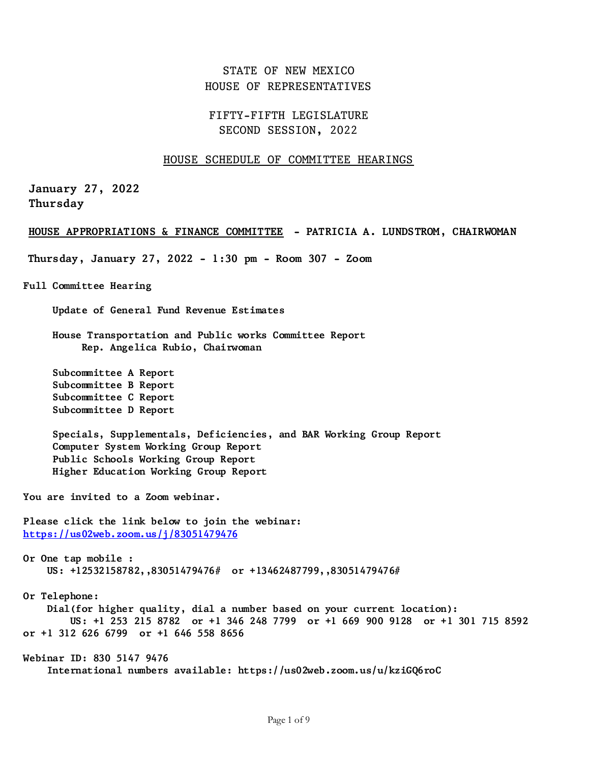# STATE OF NEW MEXICO
# HOUSE OF REPRESENTATIVES

## FIFTY-FIFTH LEGISLATURE
## SECOND SESSION, 2022

## HOUSE SCHEDULE OF COMMITTEE HEARINGS

**January 27, 2022**
**Thursday**

**HOUSE APPROPRIATIONS & FINANCE COMMITTEE - PATRICIA A. LUNDSTROM, CHAIRWOMAN**

**Thursday, January 27, 2022 - 1:30 pm - Room 307 - Zoom**

**Full Committee Hearing**

Update of General Fund Revenue Estimates

House Transportation and Public works Committee Report
Rep. Angelica Rubio, Chairwoman

Subcommittee A Report
Subcommittee B Report
Subcommittee C Report
Subcommittee D Report

Specials, Supplementals, Deficiencies, and BAR Working Group Report
Computer System Working Group Report
Public Schools Working Group Report
Higher Education Working Group Report

You are invited to a Zoom webinar.

Please click the link below to join the webinar:
https://us02web.zoom.us/j/83051479476

Or One tap mobile :
US: +12532158782,,83051479476# or +13462487799,,83051479476#

Or Telephone:
Dial(for higher quality, dial a number based on your current location):
US: +1 253 215 8782 or +1 346 248 7799 or +1 669 900 9128 or +1 301 715 8592 or +1 312 626 6799 or +1 646 558 8656

Webinar ID: 830 5147 9476
International numbers available: https://us02web.zoom.us/u/kziGQ6roC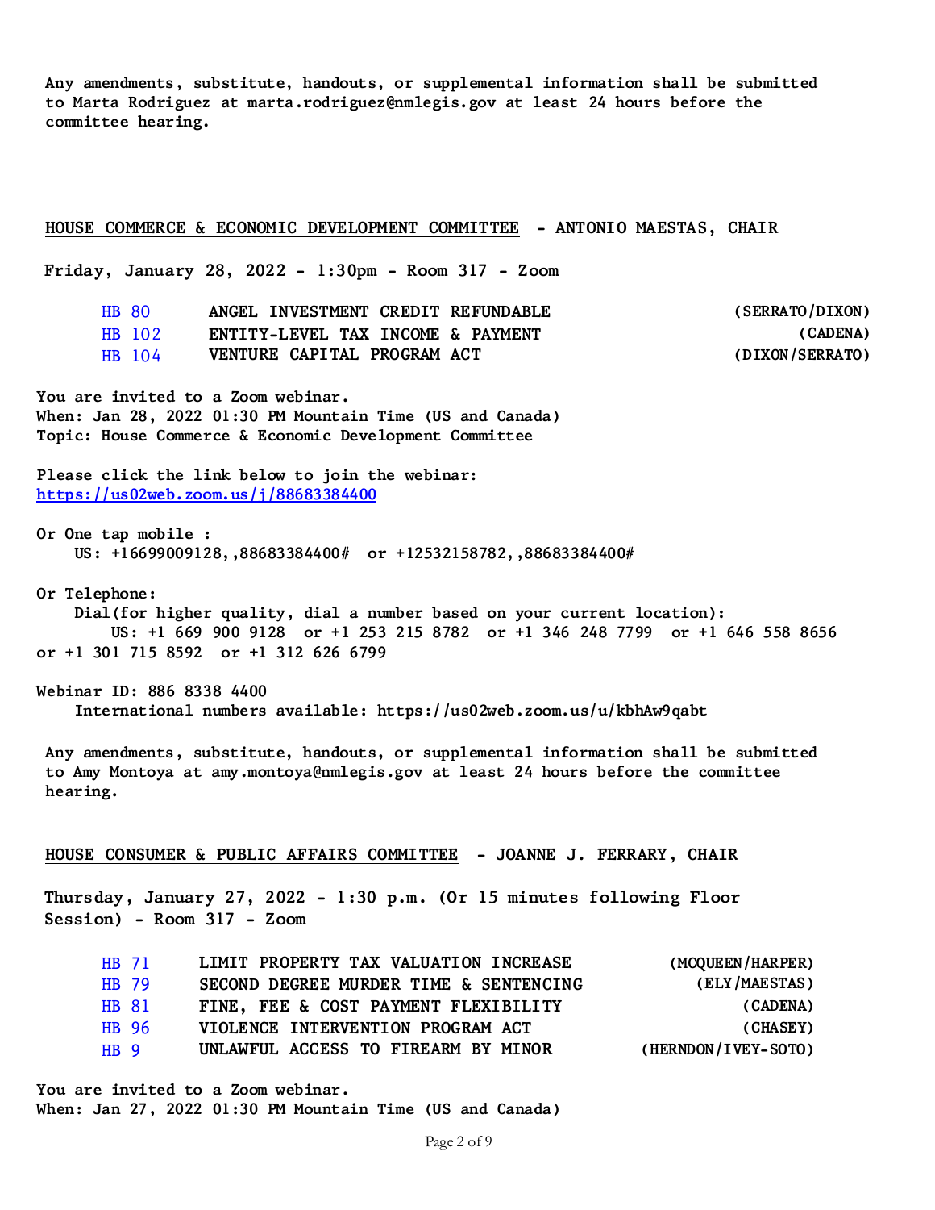Any amendments, substitute, handouts, or supplemental information shall be submitted to Marta Rodriguez at marta.rodriguez@nmlegis.gov at least 24 hours before the committee hearing.

## HOUSE COMMERCE & ECONOMIC DEVELOPMENT COMMITTEE - ANTONIO MAESTAS, CHAIR

**Friday, January 28, 2022 - 1:30pm - Room 317 - Zoom**

| | | |
|---|---|---|
| HB 80 | ANGEL INVESTMENT CREDIT REFUNDABLE | (SERRATO/DIXON) |
| HB 102 | ENTITY-LEVEL TAX INCOME & PAYMENT | (CADENA) |
| HB 104 | VENTURE CAPITAL PROGRAM ACT | (DIXON/SERRATO) |

You are invited to a Zoom webinar.
When: Jan 28, 2022 01:30 PM Mountain Time (US and Canada)
Topic: House Commerce & Economic Development Committee

Please click the link below to join the webinar:
https://us02web.zoom.us/j/88683384400

Or One tap mobile :
US: +16699009128,,88683384400# or +12532158782,,88683384400#

Or Telephone:
Dial(for higher quality, dial a number based on your current location):
US: +1 669 900 9128 or +1 253 215 8782 or +1 346 248 7799 or +1 646 558 8656 or +1 301 715 8592 or +1 312 626 6799

Webinar ID: 886 8338 4400
International numbers available: https://us02web.zoom.us/u/kbhAw9qabt

Any amendments, substitute, handouts, or supplemental information shall be submitted to Amy Montoya at amy.montoya@nmlegis.gov at least 24 hours before the committee hearing.

## HOUSE CONSUMER & PUBLIC AFFAIRS COMMITTEE - JOANNE J. FERRARY, CHAIR

**Thursday, January 27, 2022 - 1:30 p.m. (Or 15 minutes following Floor Session) - Room 317 - Zoom**

| | | |
|---|---|---|
| HB 71 | LIMIT PROPERTY TAX VALUATION INCREASE | (MCQUEEN/HARPER) |
| HB 79 | SECOND DEGREE MURDER TIME & SENTENCING | (ELY/MAESTAS) |
| HB 81 | FINE, FEE & COST PAYMENT FLEXIBILITY | (CADENA) |
| HB 96 | VIOLENCE INTERVENTION PROGRAM ACT | (CHASEY) |
| HB 9 | UNLAWFUL ACCESS TO FIREARM BY MINOR | (HERNDON/IVEY-SOTO) |

You are invited to a Zoom webinar.
When: Jan 27, 2022 01:30 PM Mountain Time (US and Canada)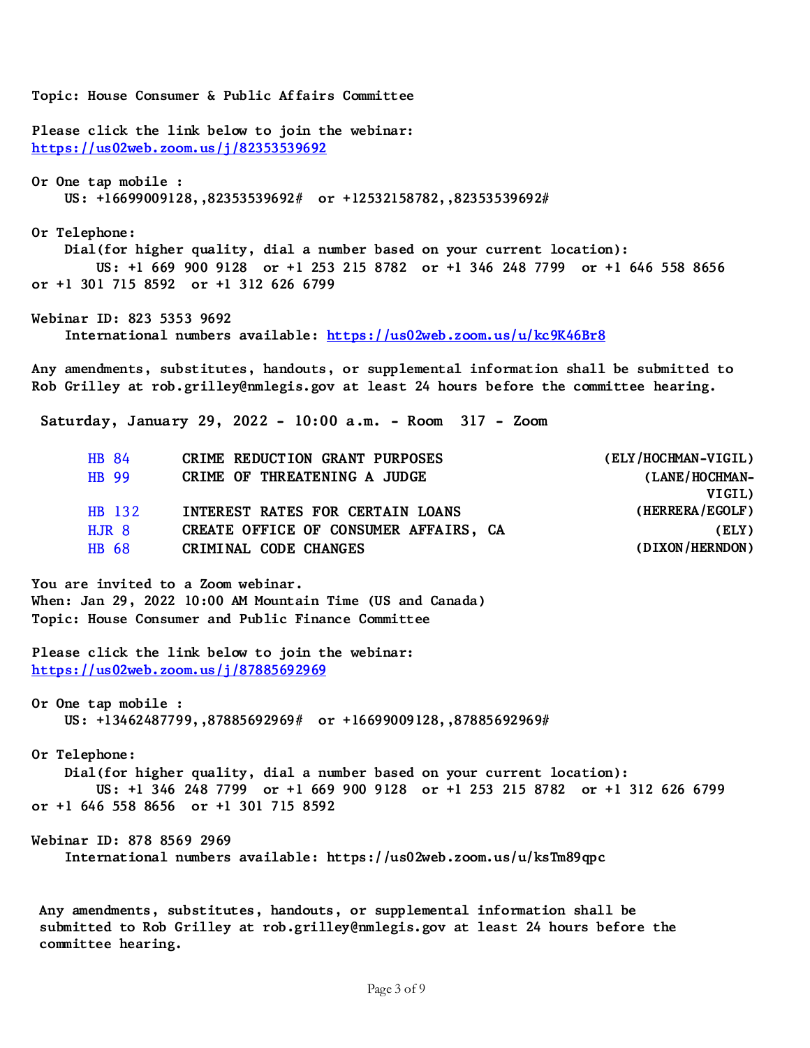Topic: House Consumer & Public Affairs Committee

Please click the link below to join the webinar:
https://us02web.zoom.us/j/82353539692

Or One tap mobile :
    US: +16699009128,,82353539692# or +12532158782,,82353539692#

Or Telephone:
    Dial(for higher quality, dial a number based on your current location):
        US: +1 669 900 9128 or +1 253 215 8782 or +1 346 248 7799 or +1 646 558 8656 or +1 301 715 8592 or +1 312 626 6799

Webinar ID: 823 5353 9692
    International numbers available: https://us02web.zoom.us/u/kc9K46Br8

Any amendments, substitutes, handouts, or supplemental information shall be submitted to Rob Grilley at rob.grilley@nmlegis.gov at least 24 hours before the committee hearing.

Saturday, January 29, 2022 - 10:00 a.m. - Room 317 - Zoom

| | | |
|---|---|---|
| HB 84 | CRIME REDUCTION GRANT PURPOSES | (ELY/HOCHMAN-VIGIL) |
| HB 99 | CRIME OF THREATENING A JUDGE | (LANE/HOCHMAN-VIGIL) |
| HB 132 | INTEREST RATES FOR CERTAIN LOANS | (HERRERA/EGOLF) |
| HJR 8 | CREATE OFFICE OF CONSUMER AFFAIRS, CA | (ELY) |
| HB 68 | CRIMINAL CODE CHANGES | (DIXON/HERNDON) |

You are invited to a Zoom webinar.
When: Jan 29, 2022 10:00 AM Mountain Time (US and Canada)
Topic: House Consumer and Public Finance Committee

Please click the link below to join the webinar:
https://us02web.zoom.us/j/87885692969

Or One tap mobile :
    US: +13462487799,,87885692969# or +16699009128,,87885692969#

Or Telephone:
    Dial(for higher quality, dial a number based on your current location):
        US: +1 346 248 7799 or +1 669 900 9128 or +1 253 215 8782 or +1 312 626 6799 or +1 646 558 8656 or +1 301 715 8592

Webinar ID: 878 8569 2969
    International numbers available: https://us02web.zoom.us/u/ksTm89qpc

Any amendments, substitutes, handouts, or supplemental information shall be submitted to Rob Grilley at rob.grilley@nmlegis.gov at least 24 hours before the committee hearing.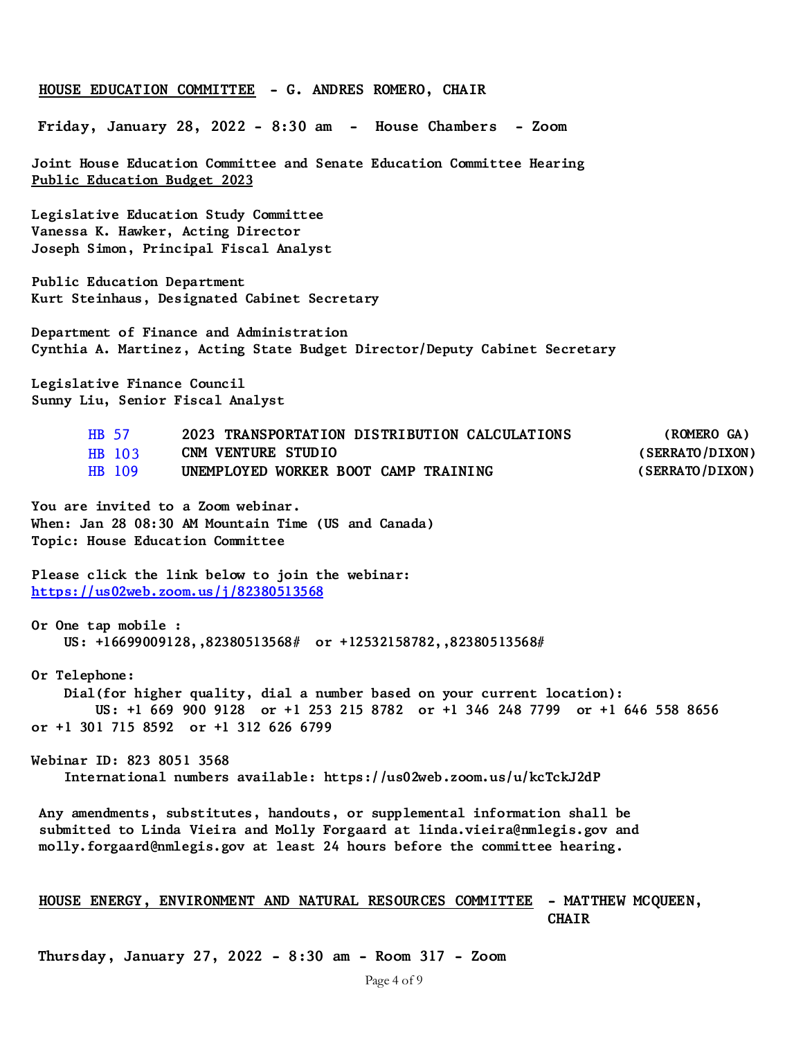**HOUSE EDUCATION COMMITTEE** - G. ANDRES ROMERO, CHAIR

Friday, January 28, 2022 - 8:30 am - House Chambers - Zoom

Joint House Education Committee and Senate Education Committee Hearing
Public Education Budget 2023

Legislative Education Study Committee
Vanessa K. Hawker, Acting Director
Joseph Simon, Principal Fiscal Analyst

Public Education Department
Kurt Steinhaus, Designated Cabinet Secretary

Department of Finance and Administration
Cynthia A. Martinez, Acting State Budget Director/Deputy Cabinet Secretary

Legislative Finance Council
Sunny Liu, Senior Fiscal Analyst

| | | |
|---|---|---|
| HB 57 | 2023 TRANSPORTATION DISTRIBUTION CALCULATIONS | (ROMERO GA) |
| HB 103 | CNM VENTURE STUDIO | (SERRATO/DIXON) |
| HB 109 | UNEMPLOYED WORKER BOOT CAMP TRAINING | (SERRATO/DIXON) |

You are invited to a Zoom webinar.
When: Jan 28 08:30 AM Mountain Time (US and Canada)
Topic: House Education Committee

Please click the link below to join the webinar:
https://us02web.zoom.us/j/82380513568

Or One tap mobile :
US: +16699009128,,82380513568# or +12532158782,,82380513568#

Or Telephone:
Dial(for higher quality, dial a number based on your current location):
US: +1 669 900 9128 or +1 253 215 8782 or +1 346 248 7799 or +1 646 558 8656 or +1 301 715 8592 or +1 312 626 6799

Webinar ID: 823 8051 3568
International numbers available: https://us02web.zoom.us/u/kcTckJ2dP

Any amendments, substitutes, handouts, or supplemental information shall be submitted to Linda Vieira and Molly Forgaard at linda.vieira@nmlegis.gov and molly.forgaard@nmlegis.gov at least 24 hours before the committee hearing.

**HOUSE ENERGY, ENVIRONMENT AND NATURAL RESOURCES COMMITTEE** - MATTHEW MCQUEEN, CHAIR

Thursday, January 27, 2022 - 8:30 am - Room 317 - Zoom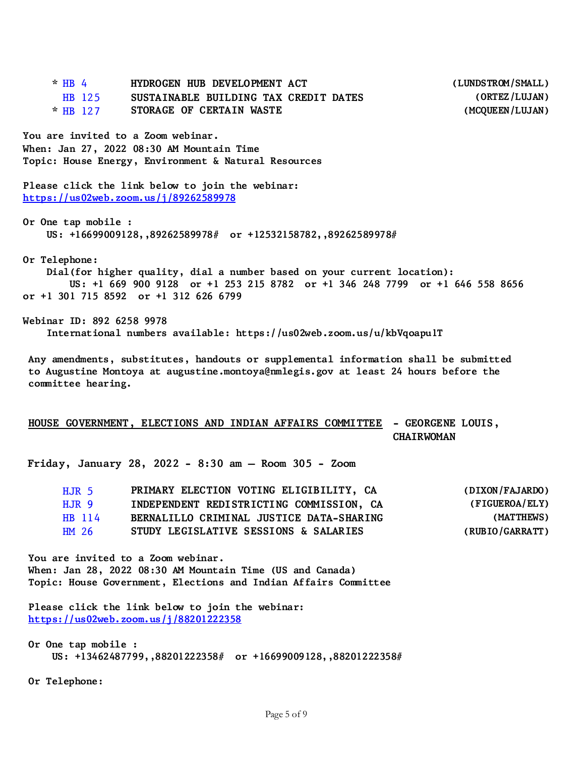| | Bill | Title | Sponsors |
|---|---|---|---|
| * | HB 4 | HYDROGEN HUB DEVELOPMENT ACT | (LUNDSTROM/SMALL) |
| | HB 125 | SUSTAINABLE BUILDING TAX CREDIT DATES | (ORTEZ/LUJAN) |
| * | HB 127 | STORAGE OF CERTAIN WASTE | (MCQUEEN/LUJAN) |

You are invited to a Zoom webinar.
When: Jan 27, 2022 08:30 AM Mountain Time
Topic: House Energy, Environment & Natural Resources

Please click the link below to join the webinar:
https://us02web.zoom.us/j/89262589978

Or One tap mobile :
US: +16699009128,,89262589978# or +12532158782,,89262589978#

Or Telephone:
Dial(for higher quality, dial a number based on your current location):
US: +1 669 900 9128 or +1 253 215 8782 or +1 346 248 7799 or +1 646 558 8656 or +1 301 715 8592 or +1 312 626 6799

Webinar ID: 892 6258 9978
International numbers available: https://us02web.zoom.us/u/kbVqoapu1T

Any amendments, substitutes, handouts or supplemental information shall be submitted to Augustine Montoya at augustine.montoya@nmlegis.gov at least 24 hours before the committee hearing.

## HOUSE GOVERNMENT, ELECTIONS AND INDIAN AFFAIRS COMMITTEE - GEORGENE LOUIS, CHAIRWOMAN

**Friday, January 28, 2022 - 8:30 am – Room 305 - Zoom**

| Bill | Title | Sponsors |
|---|---|---|
| HJR 5 | PRIMARY ELECTION VOTING ELIGIBILITY, CA | (DIXON/FAJARDO) |
| HJR 9 | INDEPENDENT REDISTRICTING COMMISSION, CA | (FIGUEROA/ELY) |
| HB 114 | BERNALILLO CRIMINAL JUSTICE DATA-SHARING | (MATTHEWS) |
| HM 26 | STUDY LEGISLATIVE SESSIONS & SALARIES | (RUBIO/GARRATT) |

You are invited to a Zoom webinar.
When: Jan 28, 2022 08:30 AM Mountain Time (US and Canada)
Topic: House Government, Elections and Indian Affairs Committee

Please click the link below to join the webinar:
https://us02web.zoom.us/j/88201222358

Or One tap mobile :
US: +13462487799,,88201222358# or +16699009128,,88201222358#

Or Telephone: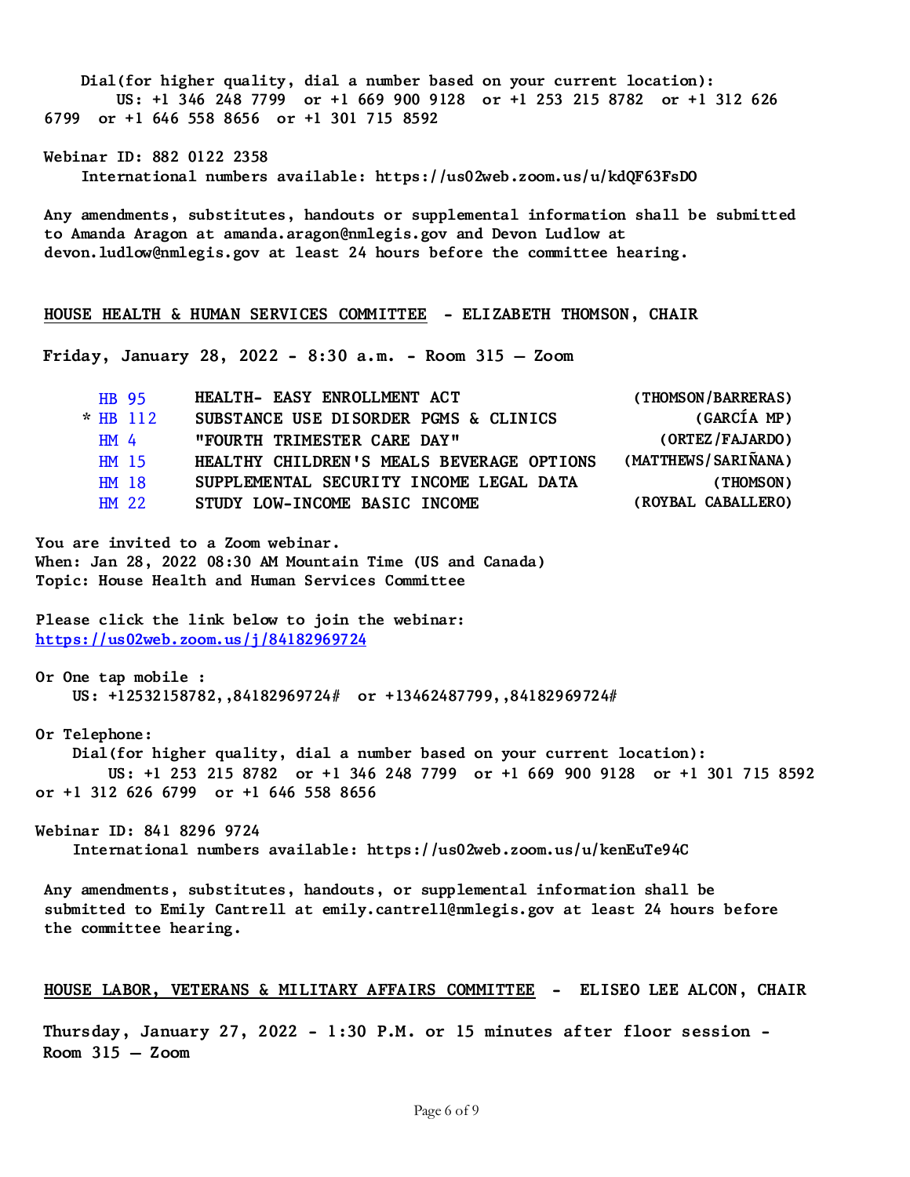Dial(for higher quality, dial a number based on your current location):
US: +1 346 248 7799 or +1 669 900 9128 or +1 253 215 8782 or +1 312 626 6799 or +1 646 558 8656 or +1 301 715 8592

Webinar ID: 882 0122 2358
International numbers available: https://us02web.zoom.us/u/kdQF63FsDO

Any amendments, substitutes, handouts or supplemental information shall be submitted to Amanda Aragon at amanda.aragon@nmlegis.gov and Devon Ludlow at devon.ludlow@nmlegis.gov at least 24 hours before the committee hearing.

## HOUSE HEALTH & HUMAN SERVICES COMMITTEE - ELIZABETH THOMSON, CHAIR

**Friday, January 28, 2022 - 8:30 a.m. - Room 315 – Zoom**

| | | |
|---|---|---|
| HB 95 | HEALTH- EASY ENROLLMENT ACT | (THOMSON/BARRERAS) |
| * HB 112 | SUBSTANCE USE DISORDER PGMS & CLINICS | (GARCÍA MP) |
| HM 4 | "FOURTH TRIMESTER CARE DAY" | (ORTEZ/FAJARDO) |
| HM 15 | HEALTHY CHILDREN'S MEALS BEVERAGE OPTIONS | (MATTHEWS/SARIÑANA) |
| HM 18 | SUPPLEMENTAL SECURITY INCOME LEGAL DATA | (THOMSON) |
| HM 22 | STUDY LOW-INCOME BASIC INCOME | (ROYBAL CABALLERO) |

You are invited to a Zoom webinar.
When: Jan 28, 2022 08:30 AM Mountain Time (US and Canada)
Topic: House Health and Human Services Committee

Please click the link below to join the webinar:
https://us02web.zoom.us/j/84182969724

Or One tap mobile :
US: +12532158782,,84182969724# or +13462487799,,84182969724#

Or Telephone:
Dial(for higher quality, dial a number based on your current location):
US: +1 253 215 8782 or +1 346 248 7799 or +1 669 900 9128 or +1 301 715 8592 or +1 312 626 6799 or +1 646 558 8656

Webinar ID: 841 8296 9724
International numbers available: https://us02web.zoom.us/u/kenEuTe94C

Any amendments, substitutes, handouts, or supplemental information shall be submitted to Emily Cantrell at emily.cantrell@nmlegis.gov at least 24 hours before the committee hearing.

## HOUSE LABOR, VETERANS & MILITARY AFFAIRS COMMITTEE - ELISEO LEE ALCON, CHAIR

**Thursday, January 27, 2022 - 1:30 P.M. or 15 minutes after floor session - Room 315 – Zoom**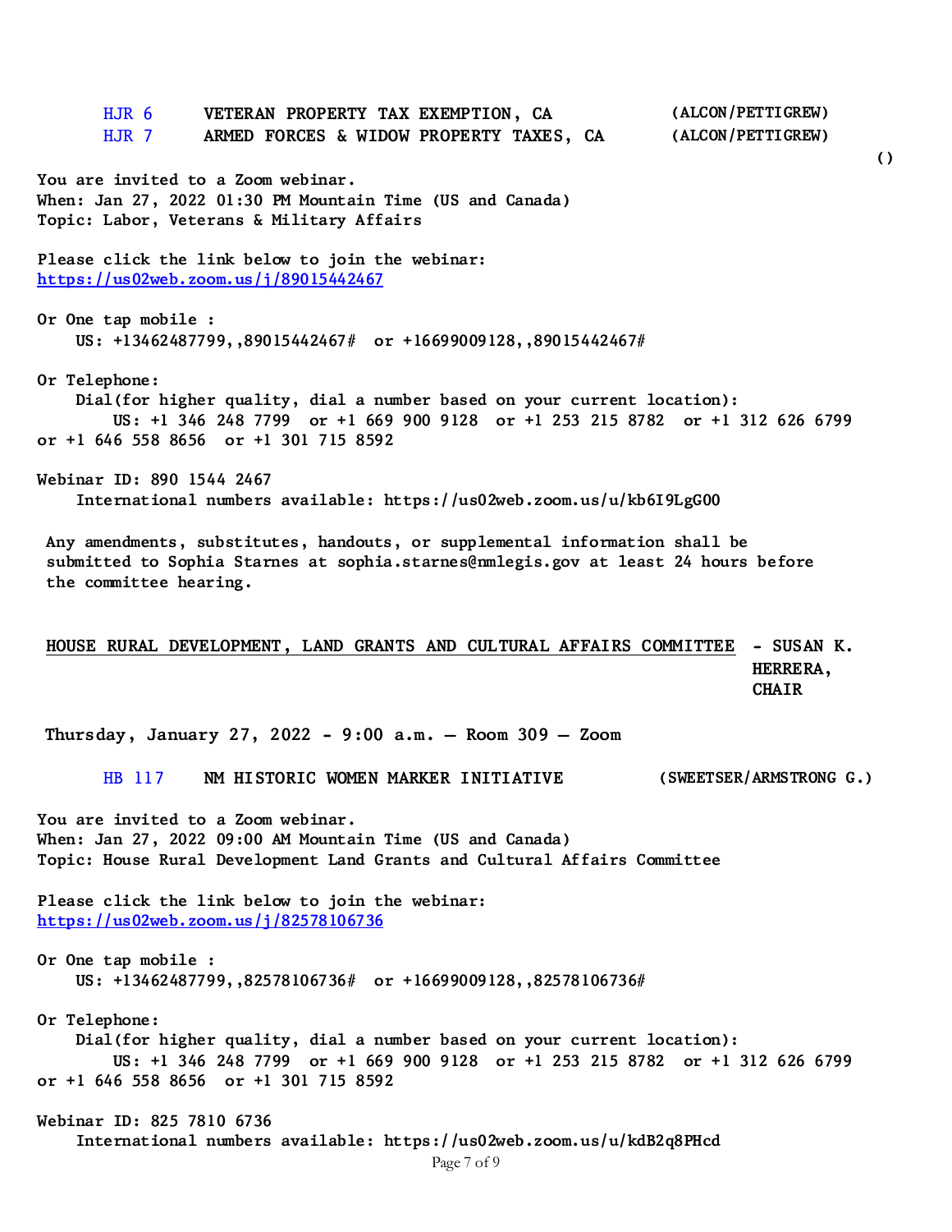| | | |
|---|---|---|
| HJR 6 | VETERAN PROPERTY TAX EXEMPTION, CA | (ALCON/PETTIGREW) |
| HJR 7 | ARMED FORCES & WIDOW PROPERTY TAXES, CA | (ALCON/PETTIGREW) |

()

You are invited to a Zoom webinar.
When: Jan 27, 2022 01:30 PM Mountain Time (US and Canada)
Topic: Labor, Veterans & Military Affairs

Please click the link below to join the webinar:
https://us02web.zoom.us/j/89015442467

Or One tap mobile :
US: +13462487799,,89015442467# or +16699009128,,89015442467#

Or Telephone:
Dial(for higher quality, dial a number based on your current location):
US: +1 346 248 7799 or +1 669 900 9128 or +1 253 215 8782 or +1 312 626 6799 or +1 646 558 8656 or +1 301 715 8592

Webinar ID: 890 1544 2467
International numbers available: https://us02web.zoom.us/u/kb6I9LgG00

Any amendments, substitutes, handouts, or supplemental information shall be submitted to Sophia Starnes at sophia.starnes@nmlegis.gov at least 24 hours before the committee hearing.

## HOUSE RURAL DEVELOPMENT, LAND GRANTS AND CULTURAL AFFAIRS COMMITTEE - SUSAN K. HERRERA, CHAIR

Thursday, January 27, 2022 - 9:00 a.m. – Room 309 – Zoom

| | | |
|---|---|---|
| HB 117 | NM HISTORIC WOMEN MARKER INITIATIVE | (SWEETSER/ARMSTRONG G.) |

You are invited to a Zoom webinar.
When: Jan 27, 2022 09:00 AM Mountain Time (US and Canada)
Topic: House Rural Development Land Grants and Cultural Affairs Committee

Please click the link below to join the webinar:
https://us02web.zoom.us/j/82578106736

Or One tap mobile :
US: +13462487799,,82578106736# or +16699009128,,82578106736#

Or Telephone:
Dial(for higher quality, dial a number based on your current location):
US: +1 346 248 7799 or +1 669 900 9128 or +1 253 215 8782 or +1 312 626 6799 or +1 646 558 8656 or +1 301 715 8592

Webinar ID: 825 7810 6736
International numbers available: https://us02web.zoom.us/u/kdB2q8PHcd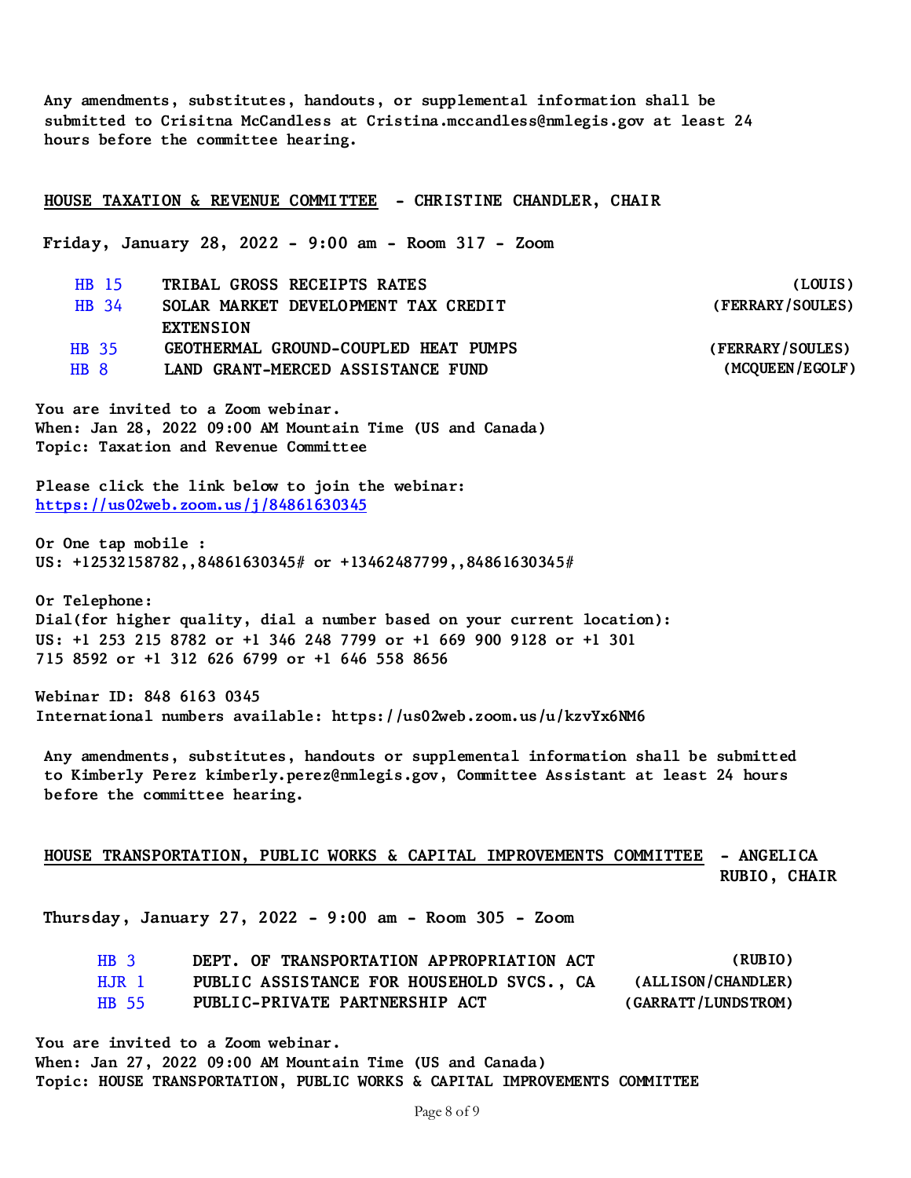Any amendments, substitutes, handouts, or supplemental information shall be submitted to Crisitna McCandless at Cristina.mccandless@nmlegis.gov at least 24 hours before the committee hearing.

## HOUSE TAXATION & REVENUE COMMITTEE - CHRISTINE CHANDLER, CHAIR

**Friday, January 28, 2022 - 9:00 am - Room 317 - Zoom**

| Bill | Title | Sponsor |
|---|---|---|
| HB 15 | TRIBAL GROSS RECEIPTS RATES | (LOUIS) |
| HB 34 | SOLAR MARKET DEVELOPMENT TAX CREDIT EXTENSION | (FERRARY/SOULES) |
| HB 35 | GEOTHERMAL GROUND-COUPLED HEAT PUMPS | (FERRARY/SOULES) |
| HB 8 | LAND GRANT-MERCED ASSISTANCE FUND | (MCQUEEN/EGOLF) |

You are invited to a Zoom webinar.
When: Jan 28, 2022 09:00 AM Mountain Time (US and Canada)
Topic: Taxation and Revenue Committee

Please click the link below to join the webinar:
https://us02web.zoom.us/j/84861630345

Or One tap mobile :
US: +12532158782,,84861630345# or +13462487799,,84861630345#

Or Telephone:
Dial(for higher quality, dial a number based on your current location):
US: +1 253 215 8782 or +1 346 248 7799 or +1 669 900 9128 or +1 301 715 8592 or +1 312 626 6799 or +1 646 558 8656

Webinar ID: 848 6163 0345
International numbers available: https://us02web.zoom.us/u/kzvYx6NM6

Any amendments, substitutes, handouts or supplemental information shall be submitted to Kimberly Perez kimberly.perez@nmlegis.gov, Committee Assistant at least 24 hours before the committee hearing.

## HOUSE TRANSPORTATION, PUBLIC WORKS & CAPITAL IMPROVEMENTS COMMITTEE - ANGELICA RUBIO, CHAIR

**Thursday, January 27, 2022 - 9:00 am - Room 305 - Zoom**

| Bill | Title | Sponsor |
|---|---|---|
| HB 3 | DEPT. OF TRANSPORTATION APPROPRIATION ACT | (RUBIO) |
| HJR 1 | PUBLIC ASSISTANCE FOR HOUSEHOLD SVCS., CA | (ALLISON/CHANDLER) |
| HB 55 | PUBLIC-PRIVATE PARTNERSHIP ACT | (GARRATT/LUNDSTROM) |

You are invited to a Zoom webinar.
When: Jan 27, 2022 09:00 AM Mountain Time (US and Canada)
Topic: HOUSE TRANSPORTATION, PUBLIC WORKS & CAPITAL IMPROVEMENTS COMMITTEE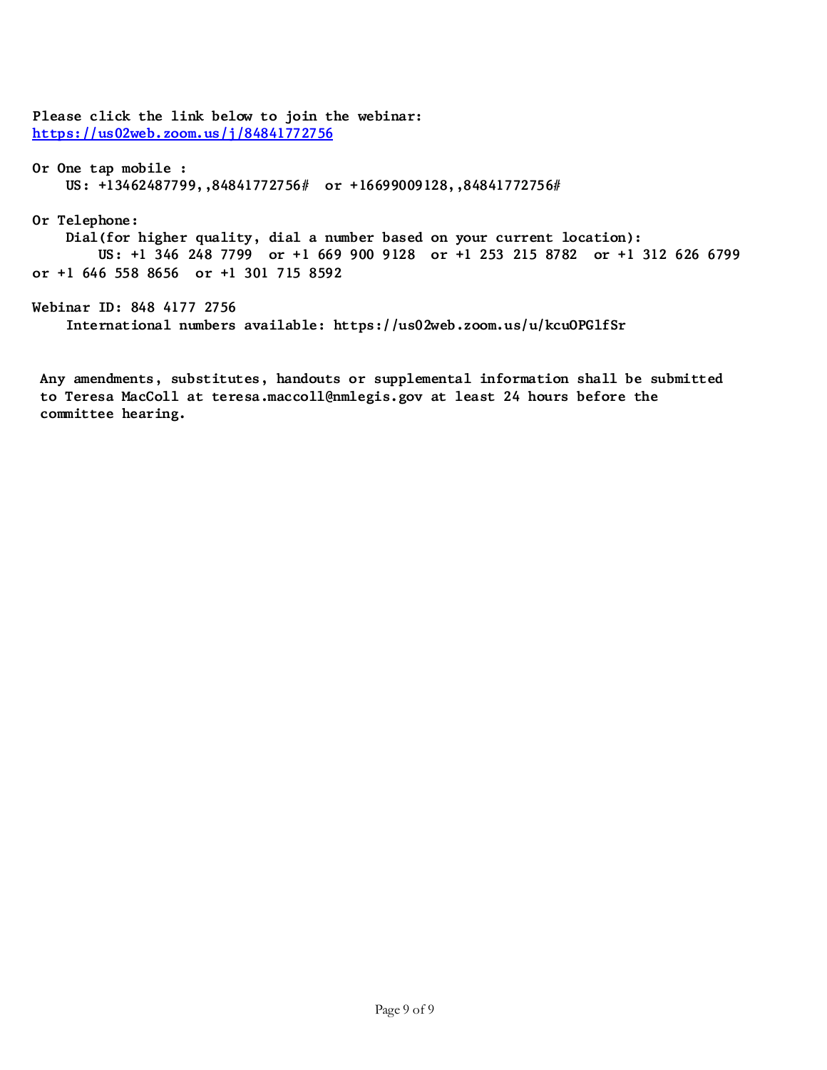**Please click the link below to join the webinar:**
[https://us02web.zoom.us/j/84841772756](https://us02web.zoom.us/j/84841772756)

**Or One tap mobile :**
**US: +13462487799,,84841772756# or +16699009128,,84841772756#**

**Or Telephone:**
**Dial(for higher quality, dial a number based on your current location):**
**US: +1 346 248 7799 or +1 669 900 9128 or +1 253 215 8782 or +1 312 626 6799 or +1 646 558 8656 or +1 301 715 8592**

**Webinar ID: 848 4177 2756**
**International numbers available: https://us02web.zoom.us/u/kcuOPGlfSr**

**Any amendments, substitutes, handouts or supplemental information shall be submitted to Teresa MacColl at teresa.maccoll@nmlegis.gov at least 24 hours before the committee hearing.**